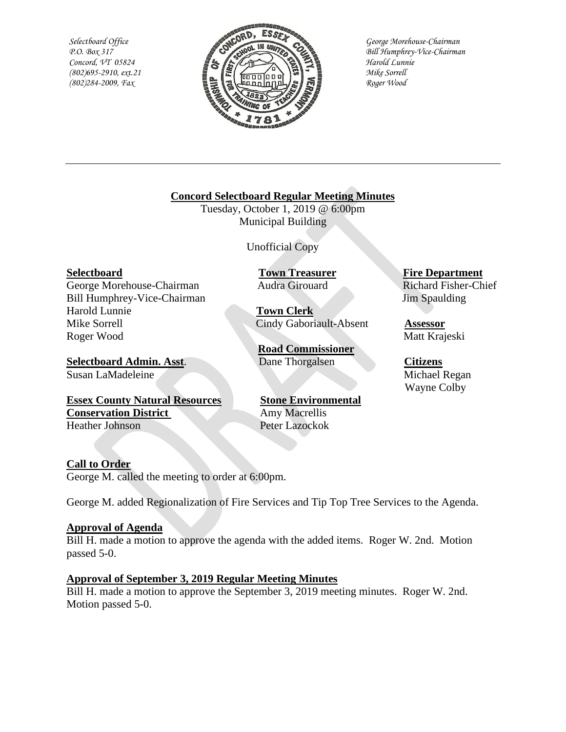*Selectboard Office*
*P.O. Box 317*
*Concord, VT 05824*
*(802)695-2910, ext.21*
*(802)284-2009, Fax*

*George Morehouse-Chairman*
*Bill Humphrey-Vice-Chairman*
*Harold Lunnie*
*Mike Sorrell*
*Roger Wood*

---

**Concord Selectboard Regular Meeting Minutes**

Tuesday, October 1, 2019 @ 6:00pm
Municipal Building

Unofficial Copy

**Selectboard**
George Morehouse-Chairman
Bill Humphrey-Vice-Chairman
Harold Lunnie
Mike Sorrell
Roger Wood

**Town Treasurer**
Audra Girouard

**Town Clerk**
Cindy Gaboriault-Absent

**Road Commissioner**
Dane Thorgalsen

**Fire Department**
Richard Fisher-Chief
Jim Spaulding

**Assessor**
Matt Krajeski

**Selectboard Admin. Asst**.
Susan LaMadeleine

**Citizens**
Michael Regan
Wayne Colby

**Essex County Natural Resources Conservation District**
Heather Johnson

**Stone Environmental**
Amy Macrellis
Peter Lazockok

**Call to Order**

George M. called the meeting to order at 6:00pm.

George M. added Regionalization of Fire Services and Tip Top Tree Services to the Agenda.

**Approval of Agenda**

Bill H. made a motion to approve the agenda with the added items. Roger W. 2nd. Motion passed 5-0.

**Approval of September 3, 2019 Regular Meeting Minutes**

Bill H. made a motion to approve the September 3, 2019 meeting minutes. Roger W. 2nd. Motion passed 5-0.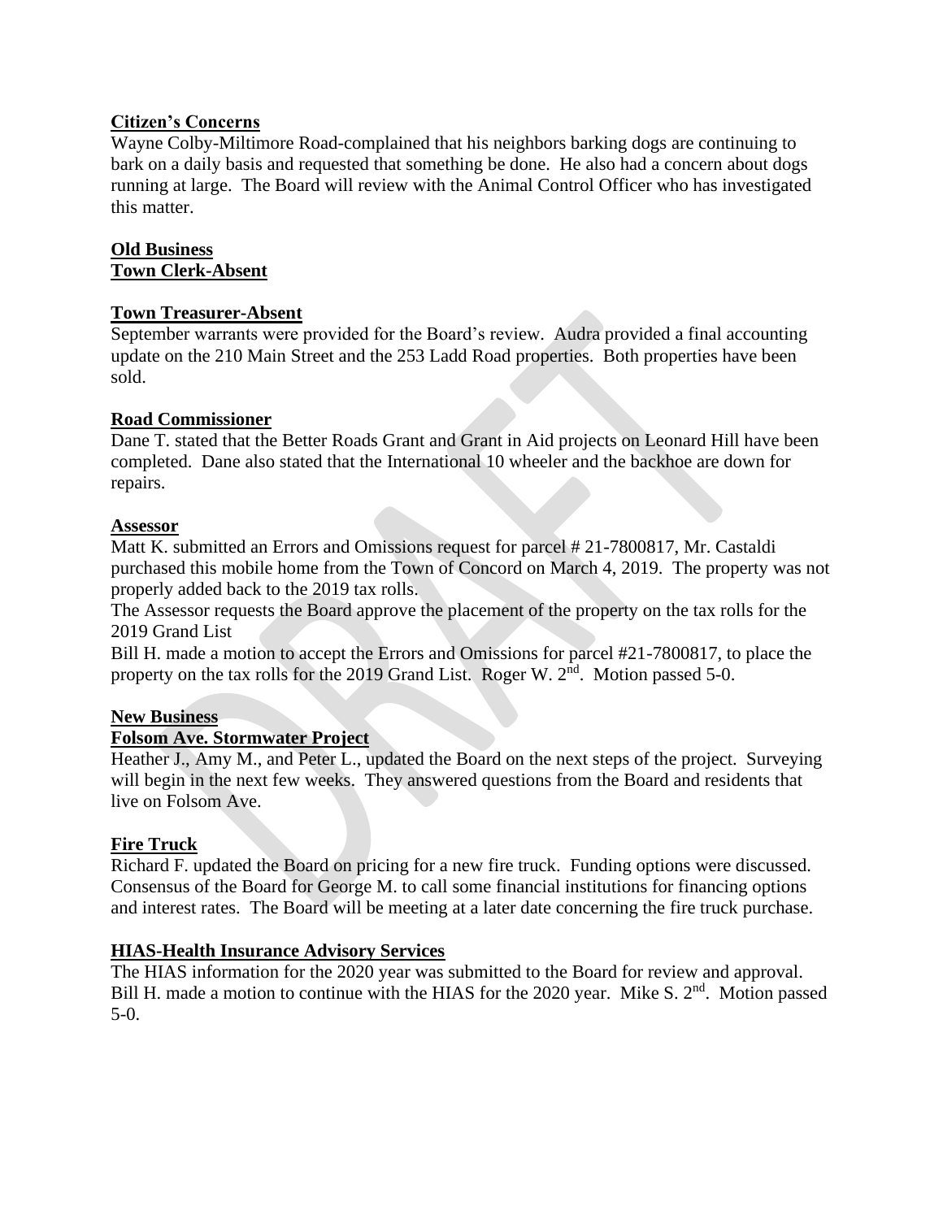**Citizen's Concerns**

Wayne Colby-Miltimore Road-complained that his neighbors barking dogs are continuing to bark on a daily basis and requested that something be done. He also had a concern about dogs running at large. The Board will review with the Animal Control Officer who has investigated this matter.

**Old Business**

**Town Clerk-Absent**

**Town Treasurer-Absent**

September warrants were provided for the Board's review. Audra provided a final accounting update on the 210 Main Street and the 253 Ladd Road properties. Both properties have been sold.

**Road Commissioner**

Dane T. stated that the Better Roads Grant and Grant in Aid projects on Leonard Hill have been completed. Dane also stated that the International 10 wheeler and the backhoe are down for repairs.

**Assessor**

Matt K. submitted an Errors and Omissions request for parcel # 21-7800817, Mr. Castaldi purchased this mobile home from the Town of Concord on March 4, 2019. The property was not properly added back to the 2019 tax rolls.

The Assessor requests the Board approve the placement of the property on the tax rolls for the 2019 Grand List

Bill H. made a motion to accept the Errors and Omissions for parcel #21-7800817, to place the property on the tax rolls for the 2019 Grand List. Roger W. 2nd. Motion passed 5-0.

**New Business**

**Folsom Ave. Stormwater Project**

Heather J., Amy M., and Peter L., updated the Board on the next steps of the project. Surveying will begin in the next few weeks. They answered questions from the Board and residents that live on Folsom Ave.

**Fire Truck**

Richard F. updated the Board on pricing for a new fire truck. Funding options were discussed. Consensus of the Board for George M. to call some financial institutions for financing options and interest rates. The Board will be meeting at a later date concerning the fire truck purchase.

**HIAS-Health Insurance Advisory Services**

The HIAS information for the 2020 year was submitted to the Board for review and approval. Bill H. made a motion to continue with the HIAS for the 2020 year. Mike S. 2nd. Motion passed 5-0.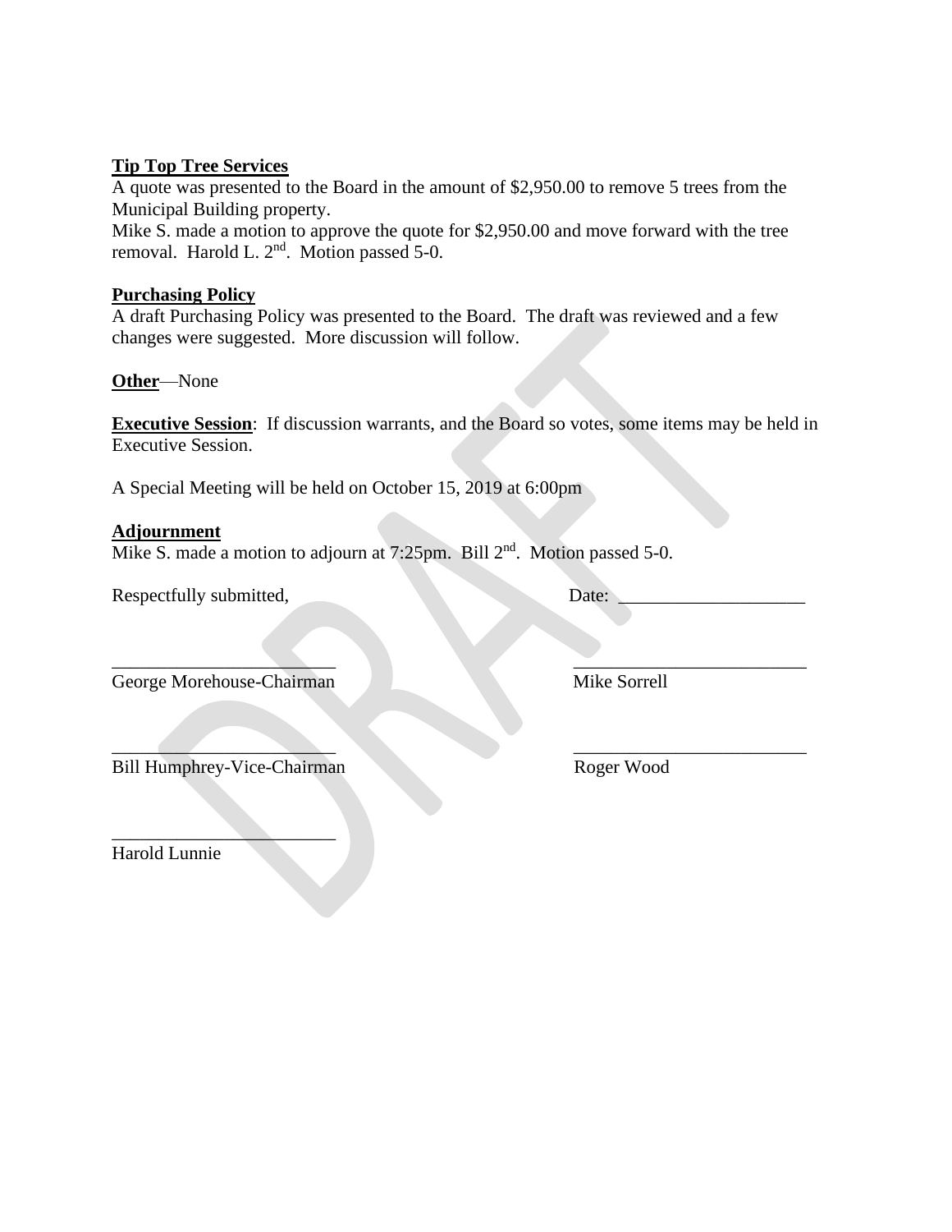**Tip Top Tree Services**
A quote was presented to the Board in the amount of $2,950.00 to remove 5 trees from the Municipal Building property.
Mike S. made a motion to approve the quote for $2,950.00 and move forward with the tree removal. Harold L. 2nd. Motion passed 5-0.

**Purchasing Policy**
A draft Purchasing Policy was presented to the Board. The draft was reviewed and a few changes were suggested. More discussion will follow.

**Other**—None

**Executive Session**: If discussion warrants, and the Board so votes, some items may be held in Executive Session.

A Special Meeting will be held on October 15, 2019 at 6:00pm

**Adjournment**
Mike S. made a motion to adjourn at 7:25pm. Bill 2nd. Motion passed 5-0.

Respectfully submitted, Date: ____________________

________________________
George Morehouse-Chairman

________________________
Mike Sorrell

________________________
Bill Humphrey-Vice-Chairman

________________________
Roger Wood

________________________
Harold Lunnie

DRAFT